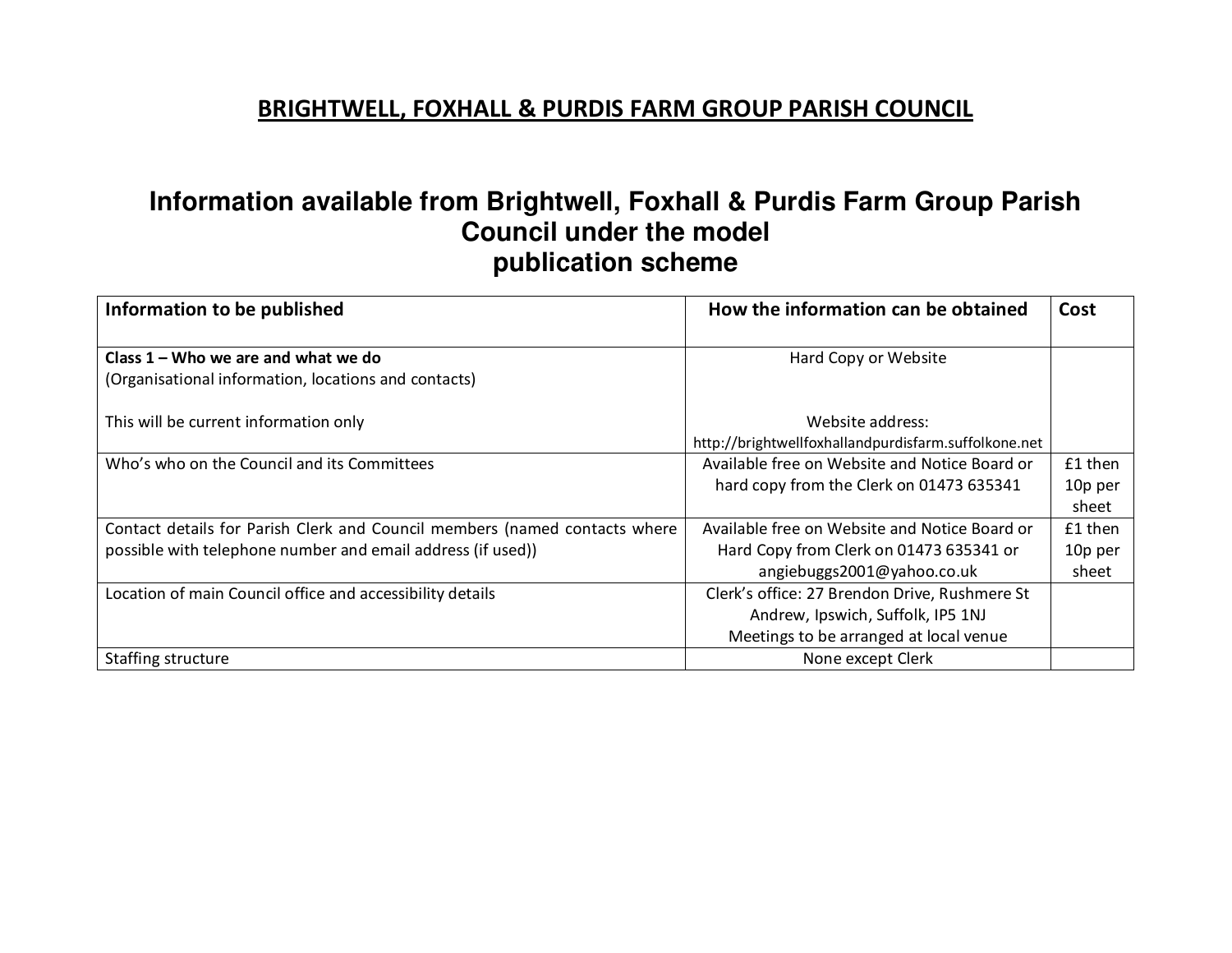# BRIGHTWELL, FOXHALL & PURDIS FARM GROUP PARISH COUNCIL

## Information available from Brightwell, Foxhall & Purdis Farm Group Parish Council under the model publication scheme

| Information to be published | How the information can be obtained | Cost |
|---|---|---|
| **Class 1 – Who we are and what we do**<br>(Organisational information, locations and contacts)<br><br>This will be current information only | Hard Copy or Website<br><br>Website address:<br>http://brightwellfoxhallandpurdisfarm.suffolkone.net | |
| Who's who on the Council and its Committees | Available free on Website and Notice Board or hard copy from the Clerk on 01473 635341 | £1 then 10p per sheet |
| Contact details for Parish Clerk and Council members (named contacts where possible with telephone number and email address (if used)) | Available free on Website and Notice Board or Hard Copy from Clerk on 01473 635341 or angiebuggs2001@yahoo.co.uk | £1 then 10p per sheet |
| Location of main Council office and accessibility details | Clerk's office: 27 Brendon Drive, Rushmere St Andrew, Ipswich, Suffolk, IP5 1NJ<br>Meetings to be arranged at local venue | |
| Staffing structure | None except Clerk | |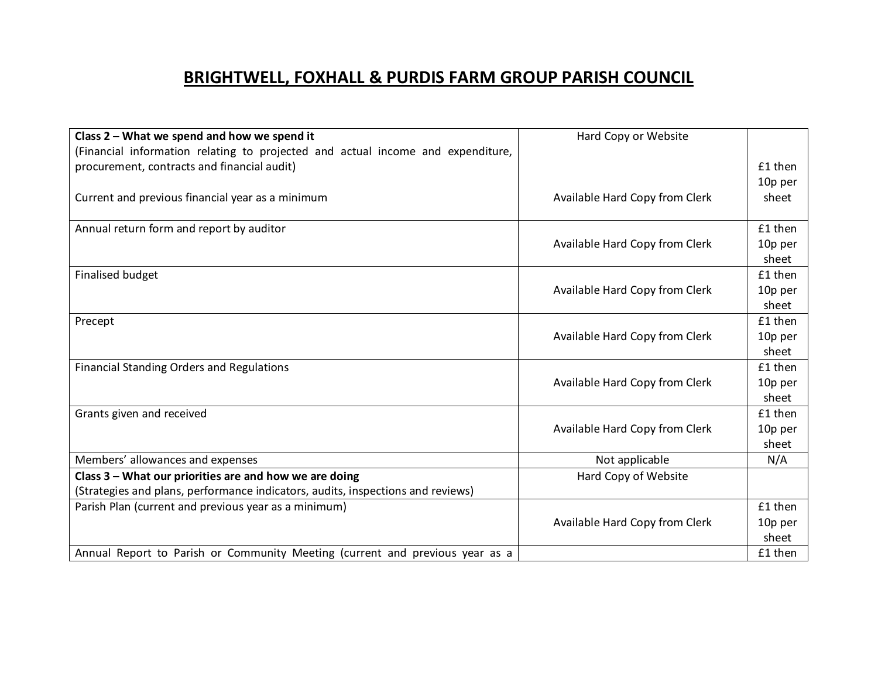# BRIGHTWELL, FOXHALL & PURDIS FARM GROUP PARISH COUNCIL

| | | |
|---|---|---|
| **Class 2 – What we spend and how we spend it**<br>(Financial information relating to projected and actual income and expenditure, procurement, contracts and financial audit)<br><br>Current and previous financial year as a minimum | Hard Copy or Website<br><br><br>Available Hard Copy from Clerk | £1 then 10p per sheet |
| Annual return form and report by auditor | Available Hard Copy from Clerk | £1 then 10p per sheet |
| Finalised budget | Available Hard Copy from Clerk | £1 then 10p per sheet |
| Precept | Available Hard Copy from Clerk | £1 then 10p per sheet |
| Financial Standing Orders and Regulations | Available Hard Copy from Clerk | £1 then 10p per sheet |
| Grants given and received | Available Hard Copy from Clerk | £1 then 10p per sheet |
| Members' allowances and expenses | Not applicable | N/A |
| **Class 3 – What our priorities are and how we are doing**<br>(Strategies and plans, performance indicators, audits, inspections and reviews) | Hard Copy of Website | |
| Parish Plan (current and previous year as a minimum) | Available Hard Copy from Clerk | £1 then 10p per sheet |
| Annual Report to Parish or Community Meeting (current and previous year as a | | £1 then |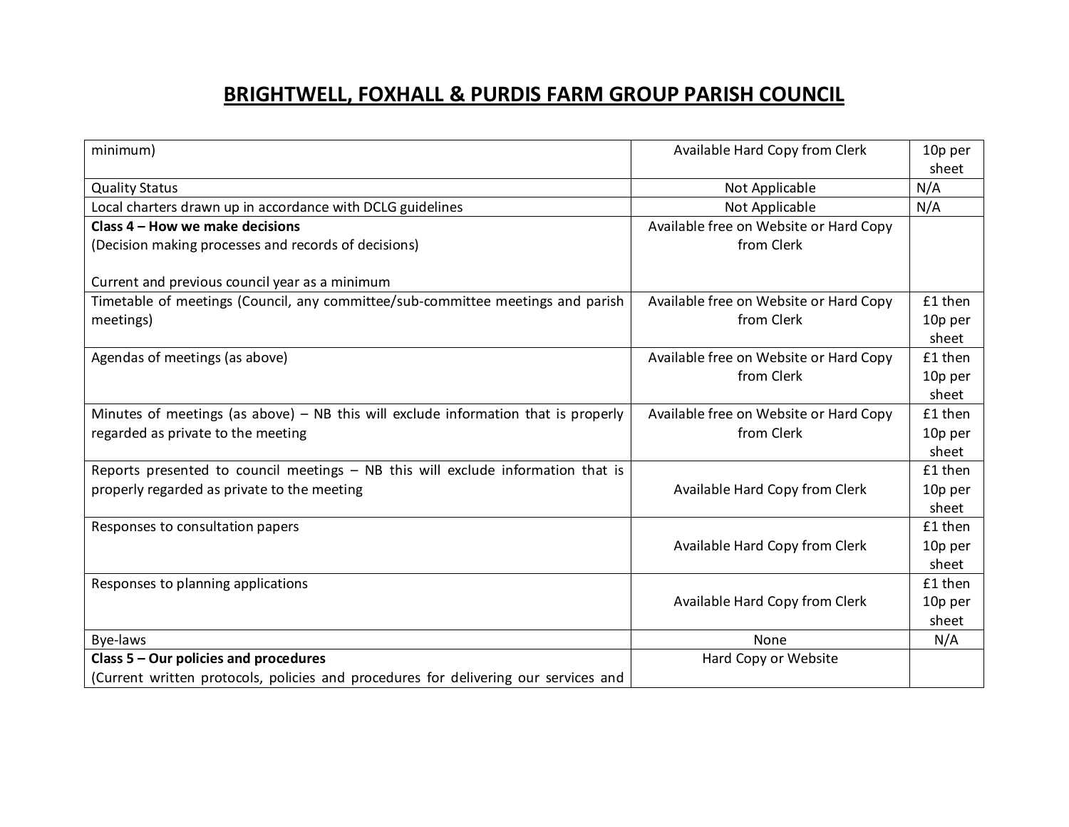# BRIGHTWELL, FOXHALL & PURDIS FARM GROUP PARISH COUNCIL

| | | |
|---|---|---|
| minimum) | Available Hard Copy from Clerk | 10p per sheet |
| Quality Status | Not Applicable | N/A |
| Local charters drawn up in accordance with DCLG guidelines | Not Applicable | N/A |
| **Class 4 – How we make decisions**<br>(Decision making processes and records of decisions)<br><br>Current and previous council year as a minimum | Available free on Website or Hard Copy from Clerk | |
| Timetable of meetings (Council, any committee/sub-committee meetings and parish meetings) | Available free on Website or Hard Copy from Clerk | £1 then 10p per sheet |
| Agendas of meetings (as above) | Available free on Website or Hard Copy from Clerk | £1 then 10p per sheet |
| Minutes of meetings (as above) – NB this will exclude information that is properly regarded as private to the meeting | Available free on Website or Hard Copy from Clerk | £1 then 10p per sheet |
| Reports presented to council meetings – NB this will exclude information that is properly regarded as private to the meeting | Available Hard Copy from Clerk | £1 then 10p per sheet |
| Responses to consultation papers | Available Hard Copy from Clerk | £1 then 10p per sheet |
| Responses to planning applications | Available Hard Copy from Clerk | £1 then 10p per sheet |
| Bye-laws | None | N/A |
| **Class 5 – Our policies and procedures**<br>(Current written protocols, policies and procedures for delivering our services and | Hard Copy or Website | |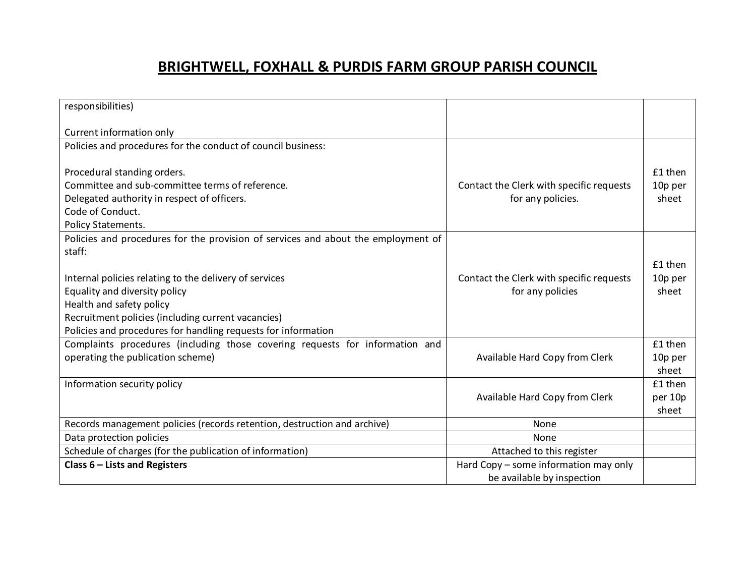# BRIGHTWELL, FOXHALL & PURDIS FARM GROUP PARISH COUNCIL

| | | |
|---|---|---|
| responsibilities)<br><br>Current information only | | |
| Policies and procedures for the conduct of council business:<br><br>Procedural standing orders.<br>Committee and sub-committee terms of reference.<br>Delegated authority in respect of officers.<br>Code of Conduct.<br>Policy Statements. | Contact the Clerk with specific requests for any policies. | £1 then 10p per sheet |
| Policies and procedures for the provision of services and about the employment of staff:<br><br>Internal policies relating to the delivery of services<br>Equality and diversity policy<br>Health and safety policy<br>Recruitment policies (including current vacancies)<br>Policies and procedures for handling requests for information | Contact the Clerk with specific requests for any policies | £1 then 10p per sheet |
| Complaints procedures (including those covering requests for information and operating the publication scheme) | Available Hard Copy from Clerk | £1 then 10p per sheet |
| Information security policy | Available Hard Copy from Clerk | £1 then per 10p sheet |
| Records management policies (records retention, destruction and archive) | None | |
| Data protection policies | None | |
| Schedule of charges (for the publication of information) | Attached to this register | |
| **Class 6 – Lists and Registers** | Hard Copy – some information may only be available by inspection | |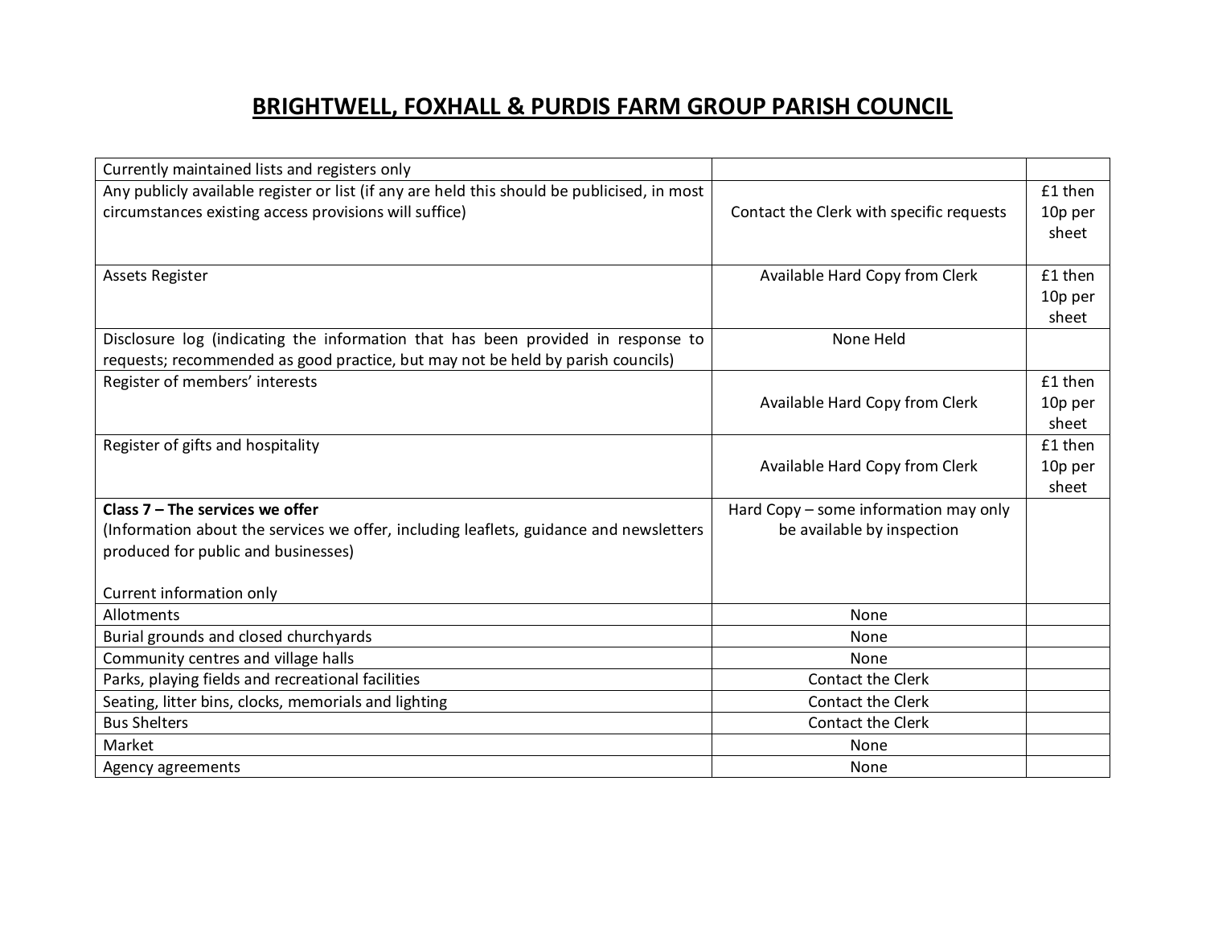# BRIGHTWELL, FOXHALL & PURDIS FARM GROUP PARISH COUNCIL

| | | |
|---|---|---|
| Currently maintained lists and registers only | | |
| Any publicly available register or list (if any are held this should be publicised, in most circumstances existing access provisions will suffice) | Contact the Clerk with specific requests | £1 then 10p per sheet |
| Assets Register | Available Hard Copy from Clerk | £1 then 10p per sheet |
| Disclosure log (indicating the information that has been provided in response to requests; recommended as good practice, but may not be held by parish councils) | None Held | |
| Register of members' interests | Available Hard Copy from Clerk | £1 then 10p per sheet |
| Register of gifts and hospitality | Available Hard Copy from Clerk | £1 then 10p per sheet |
| **Class 7 – The services we offer** (Information about the services we offer, including leaflets, guidance and newsletters produced for public and businesses) Current information only | Hard Copy – some information may only be available by inspection | |
| Allotments | None | |
| Burial grounds and closed churchyards | None | |
| Community centres and village halls | None | |
| Parks, playing fields and recreational facilities | Contact the Clerk | |
| Seating, litter bins, clocks, memorials and lighting | Contact the Clerk | |
| Bus Shelters | Contact the Clerk | |
| Market | None | |
| Agency agreements | None | |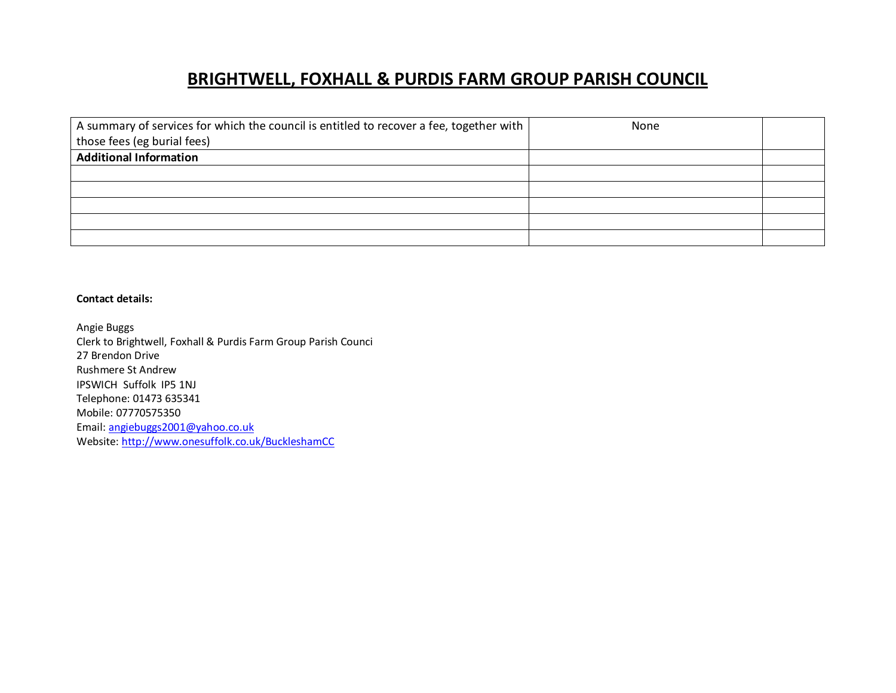# BRIGHTWELL, FOXHALL & PURDIS FARM GROUP PARISH COUNCIL

| | | |
|---|---|---|
| A summary of services for which the council is entitled to recover a fee, together with those fees (eg burial fees) | None | |
| **Additional Information** | | |
| | | |
| | | |
| | | |
| | | |
| | | |

**Contact details:**

Angie Buggs
Clerk to Brightwell, Foxhall & Purdis Farm Group Parish Counci
27 Brendon Drive
Rushmere St Andrew
IPSWICH Suffolk IP5 1NJ
Telephone: 01473 635341
Mobile: 07770575350
Email: angiebuggs2001@yahoo.co.uk
Website: http://www.onesuffolk.co.uk/BuckleshamCC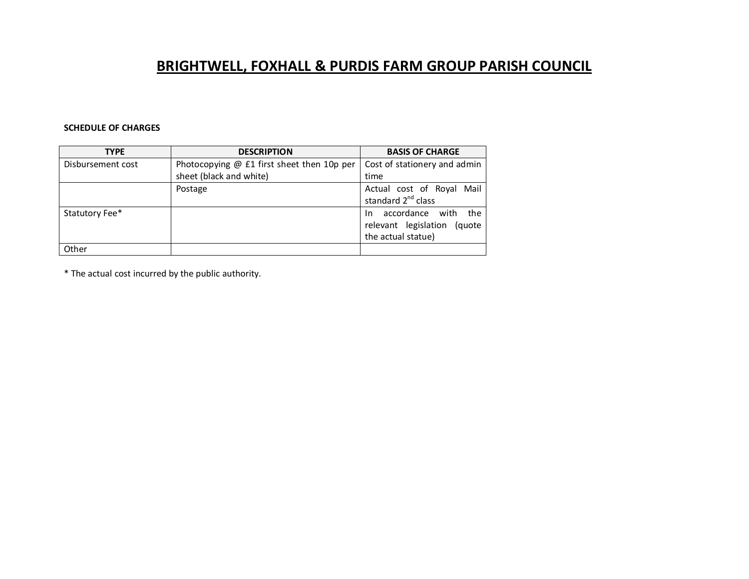# BRIGHTWELL, FOXHALL & PURDIS FARM GROUP PARISH COUNCIL

**SCHEDULE OF CHARGES**

| TYPE | DESCRIPTION | BASIS OF CHARGE |
| --- | --- | --- |
| Disbursement cost | Photocopying @ £1 first sheet then 10p per sheet (black and white) | Cost of stationery and admin time |
| | Postage | Actual cost of Royal Mail standard 2nd class |
| Statutory Fee* | | In accordance with the relevant legislation (quote the actual statue) |
| Other | | |

* The actual cost incurred by the public authority.